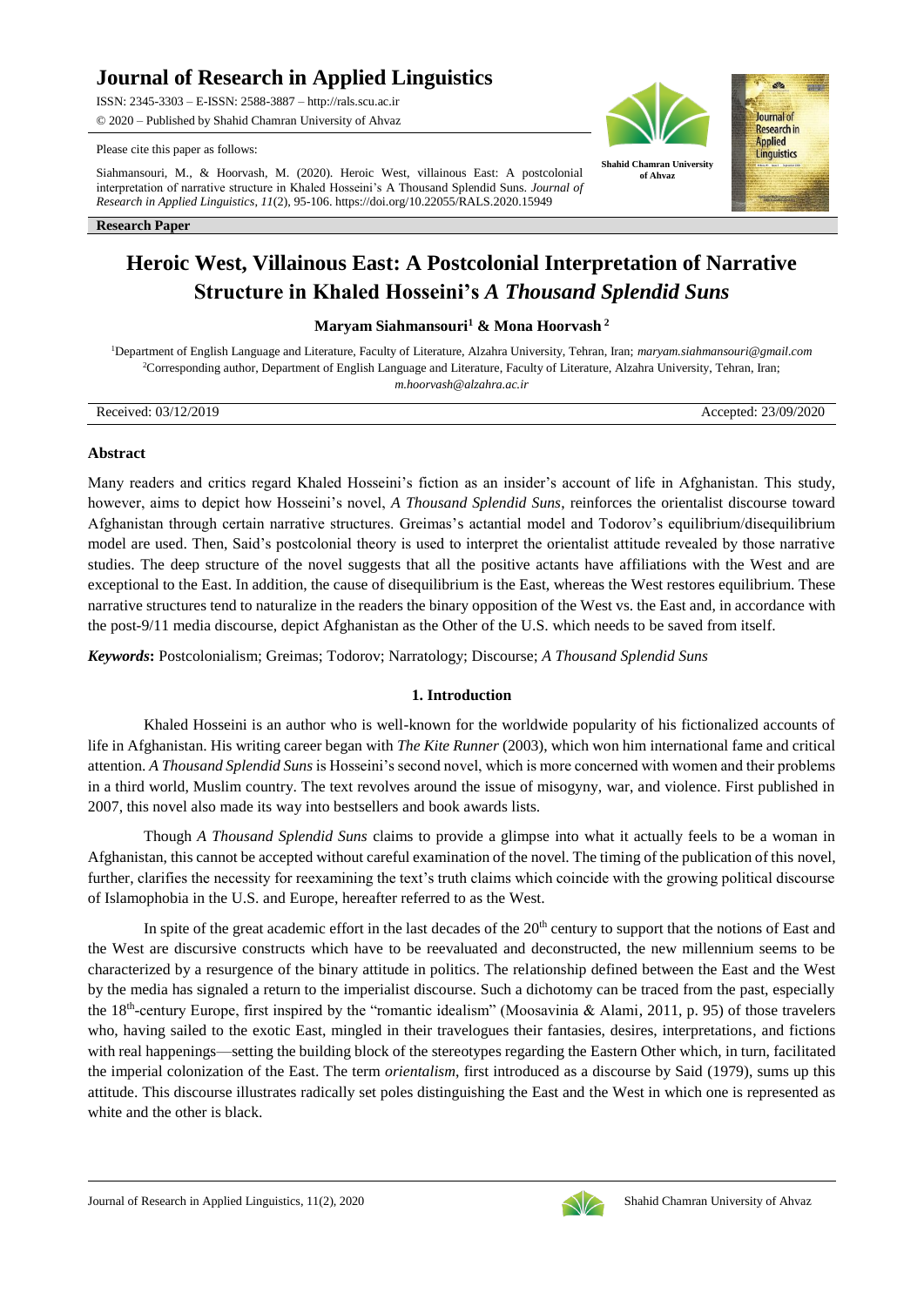# Journal of Research in Applied Linguistics

ISSN: 2345-3303 – E-ISSN: 2588-3887 – http://rals.scu.ac.ir

© 2020 – Published by Shahid Chamran University of Ahvaz

Please cite this paper as follows:

Siahmansouri, M., & Hoorvash, M. (2020). Heroic West, villainous East: A postcolonial interpretation of narrative structure in Khaled Hosseini's A Thousand Splendid Suns. *Journal of Research in Applied Linguistics, 11*(2), 95-106. https://doi.org/10.22055/RALS.2020.15949

**Research Paper**

# Heroic West, Villainous East: A Postcolonial Interpretation of Narrative Structure in Khaled Hosseini's *A Thousand Splendid Suns*

**Maryam Siahmansouri[1] & Mona Hoorvash[2]**

[1]Department of English Language and Literature, Faculty of Literature, Alzahra University, Tehran, Iran; *maryam.siahmansouri@gmail.com*

[2]Corresponding author, Department of English Language and Literature, Faculty of Literature, Alzahra University, Tehran, Iran; *m.hoorvash@alzahra.ac.ir*

Received: 03/12/2019 Accepted: 23/09/2020

### Abstract

Many readers and critics regard Khaled Hosseini's fiction as an insider's account of life in Afghanistan. This study, however, aims to depict how Hosseini's novel, *A Thousand Splendid Suns*, reinforces the orientalist discourse toward Afghanistan through certain narrative structures. Greimas's actantial model and Todorov's equilibrium/disequilibrium model are used. Then, Said's postcolonial theory is used to interpret the orientalist attitude revealed by those narrative studies. The deep structure of the novel suggests that all the positive actants have affiliations with the West and are exceptional to the East. In addition, the cause of disequilibrium is the East, whereas the West restores equilibrium. These narrative structures tend to naturalize in the readers the binary opposition of the West vs. the East and, in accordance with the post-9/11 media discourse, depict Afghanistan as the Other of the U.S. which needs to be saved from itself.

***Keywords*:** Postcolonialism; Greimas; Todorov; Narratology; Discourse; *A Thousand Splendid Suns*

## 1. Introduction

Khaled Hosseini is an author who is well-known for the worldwide popularity of his fictionalized accounts of life in Afghanistan. His writing career began with *The Kite Runner* (2003), which won him international fame and critical attention. *A Thousand Splendid Suns* is Hosseini's second novel, which is more concerned with women and their problems in a third world, Muslim country. The text revolves around the issue of misogyny, war, and violence. First published in 2007, this novel also made its way into bestsellers and book awards lists.

Though *A Thousand Splendid Suns* claims to provide a glimpse into what it actually feels to be a woman in Afghanistan, this cannot be accepted without careful examination of the novel. The timing of the publication of this novel, further, clarifies the necessity for reexamining the text's truth claims which coincide with the growing political discourse of Islamophobia in the U.S. and Europe, hereafter referred to as the West.

In spite of the great academic effort in the last decades of the 20th century to support that the notions of East and the West are discursive constructs which have to be reevaluated and deconstructed, the new millennium seems to be characterized by a resurgence of the binary attitude in politics. The relationship defined between the East and the West by the media has signaled a return to the imperialist discourse. Such a dichotomy can be traced from the past, especially the 18th-century Europe, first inspired by the "romantic idealism" (Moosavinia & Alami, 2011, p. 95) of those travelers who, having sailed to the exotic East, mingled in their travelogues their fantasies, desires, interpretations, and fictions with real happenings—setting the building block of the stereotypes regarding the Eastern Other which, in turn, facilitated the imperial colonization of the East. The term *orientalism*, first introduced as a discourse by Said (1979), sums up this attitude. This discourse illustrates radically set poles distinguishing the East and the West in which one is represented as white and the other is black.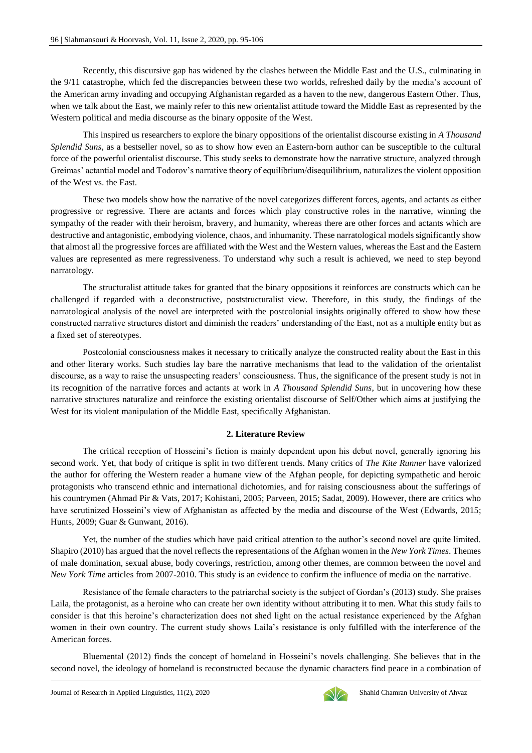Recently, this discursive gap has widened by the clashes between the Middle East and the U.S., culminating in the 9/11 catastrophe, which fed the discrepancies between these two worlds, refreshed daily by the media's account of the American army invading and occupying Afghanistan regarded as a haven to the new, dangerous Eastern Other. Thus, when we talk about the East, we mainly refer to this new orientalist attitude toward the Middle East as represented by the Western political and media discourse as the binary opposite of the West.

This inspired us researchers to explore the binary oppositions of the orientalist discourse existing in *A Thousand Splendid Suns*, as a bestseller novel, so as to show how even an Eastern-born author can be susceptible to the cultural force of the powerful orientalist discourse. This study seeks to demonstrate how the narrative structure, analyzed through Greimas' actantial model and Todorov's narrative theory of equilibrium/disequilibrium, naturalizes the violent opposition of the West vs. the East.

These two models show how the narrative of the novel categorizes different forces, agents, and actants as either progressive or regressive. There are actants and forces which play constructive roles in the narrative, winning the sympathy of the reader with their heroism, bravery, and humanity, whereas there are other forces and actants which are destructive and antagonistic, embodying violence, chaos, and inhumanity. These narratological models significantly show that almost all the progressive forces are affiliated with the West and the Western values, whereas the East and the Eastern values are represented as mere regressiveness. To understand why such a result is achieved, we need to step beyond narratology.

The structuralist attitude takes for granted that the binary oppositions it reinforces are constructs which can be challenged if regarded with a deconstructive, poststructuralist view. Therefore, in this study, the findings of the narratological analysis of the novel are interpreted with the postcolonial insights originally offered to show how these constructed narrative structures distort and diminish the readers' understanding of the East, not as a multiple entity but as a fixed set of stereotypes.

Postcolonial consciousness makes it necessary to critically analyze the constructed reality about the East in this and other literary works. Such studies lay bare the narrative mechanisms that lead to the validation of the orientalist discourse, as a way to raise the unsuspecting readers' consciousness. Thus, the significance of the present study is not in its recognition of the narrative forces and actants at work in *A Thousand Splendid Suns*, but in uncovering how these narrative structures naturalize and reinforce the existing orientalist discourse of Self/Other which aims at justifying the West for its violent manipulation of the Middle East, specifically Afghanistan.

## 2. Literature Review

The critical reception of Hosseini's fiction is mainly dependent upon his debut novel, generally ignoring his second work. Yet, that body of critique is split in two different trends. Many critics of *The Kite Runner* have valorized the author for offering the Western reader a humane view of the Afghan people, for depicting sympathetic and heroic protagonists who transcend ethnic and international dichotomies, and for raising consciousness about the sufferings of his countrymen (Ahmad Pir & Vats, 2017; Kohistani, 2005; Parveen, 2015; Sadat, 2009). However, there are critics who have scrutinized Hosseini's view of Afghanistan as affected by the media and discourse of the West (Edwards, 2015; Hunts, 2009; Guar & Gunwant, 2016).

Yet, the number of the studies which have paid critical attention to the author's second novel are quite limited. Shapiro (2010) has argued that the novel reflects the representations of the Afghan women in the *New York Times*. Themes of male domination, sexual abuse, body coverings, restriction, among other themes, are common between the novel and *New York Time* articles from 2007-2010. This study is an evidence to confirm the influence of media on the narrative.

Resistance of the female characters to the patriarchal society is the subject of Gordan's (2013) study. She praises Laila, the protagonist, as a heroine who can create her own identity without attributing it to men. What this study fails to consider is that this heroine's characterization does not shed light on the actual resistance experienced by the Afghan women in their own country. The current study shows Laila's resistance is only fulfilled with the interference of the American forces.

Bluemental (2012) finds the concept of homeland in Hosseini's novels challenging. She believes that in the second novel, the ideology of homeland is reconstructed because the dynamic characters find peace in a combination of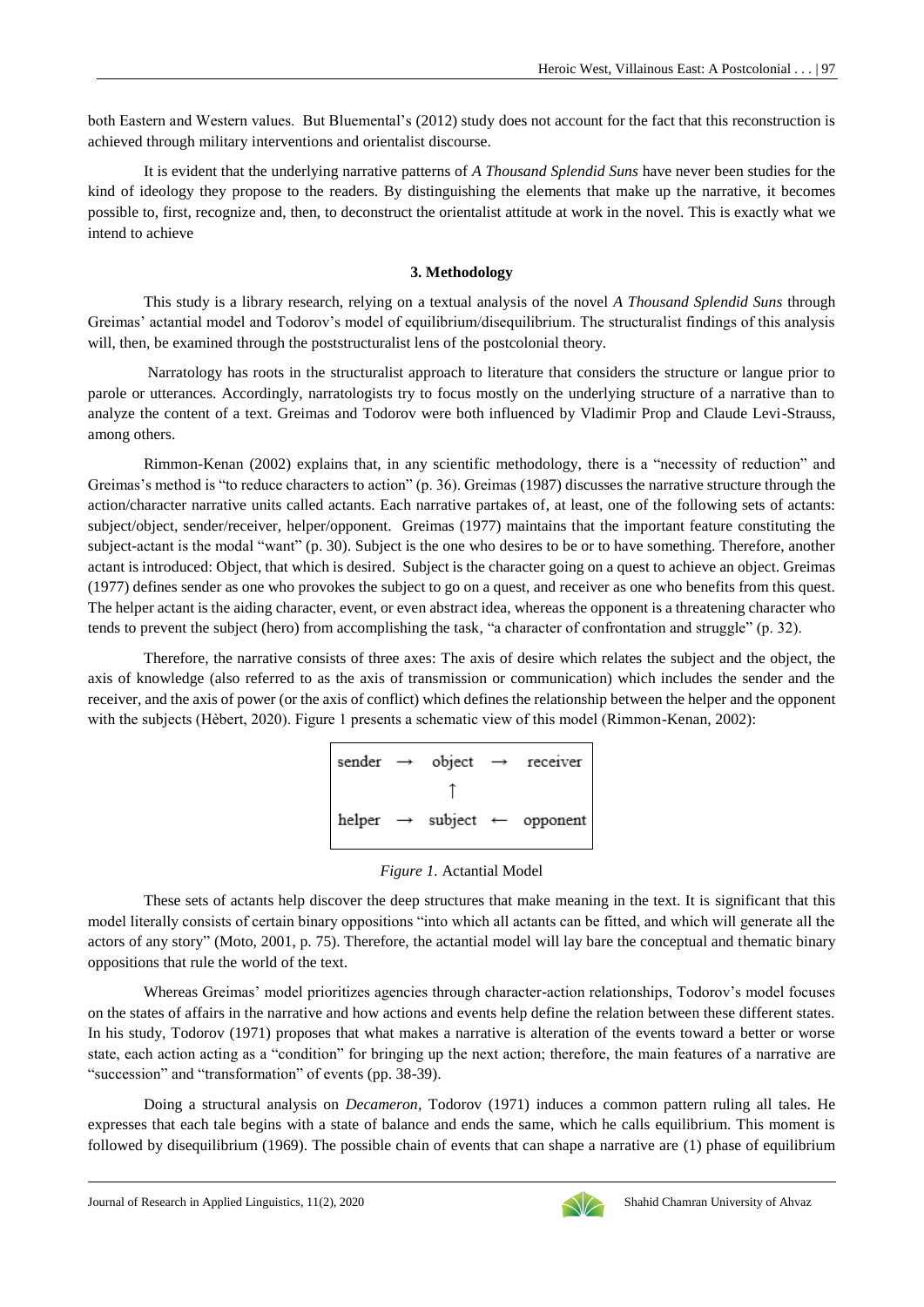both Eastern and Western values. But Bluemental's (2012) study does not account for the fact that this reconstruction is achieved through military interventions and orientalist discourse.

It is evident that the underlying narrative patterns of *A Thousand Splendid Suns* have never been studies for the kind of ideology they propose to the readers. By distinguishing the elements that make up the narrative, it becomes possible to, first, recognize and, then, to deconstruct the orientalist attitude at work in the novel. This is exactly what we intend to achieve

## 3. Methodology

This study is a library research, relying on a textual analysis of the novel *A Thousand Splendid Suns* through Greimas' actantial model and Todorov's model of equilibrium/disequilibrium. The structuralist findings of this analysis will, then, be examined through the poststructuralist lens of the postcolonial theory.

Narratology has roots in the structuralist approach to literature that considers the structure or langue prior to parole or utterances. Accordingly, narratologists try to focus mostly on the underlying structure of a narrative than to analyze the content of a text. Greimas and Todorov were both influenced by Vladimir Prop and Claude Levi-Strauss, among others.

Rimmon-Kenan (2002) explains that, in any scientific methodology, there is a "necessity of reduction" and Greimas's method is "to reduce characters to action" (p. 36). Greimas (1987) discusses the narrative structure through the action/character narrative units called actants. Each narrative partakes of, at least, one of the following sets of actants: subject/object, sender/receiver, helper/opponent. Greimas (1977) maintains that the important feature constituting the subject-actant is the modal "want" (p. 30). Subject is the one who desires to be or to have something. Therefore, another actant is introduced: Object, that which is desired. Subject is the character going on a quest to achieve an object. Greimas (1977) defines sender as one who provokes the subject to go on a quest, and receiver as one who benefits from this quest. The helper actant is the aiding character, event, or even abstract idea, whereas the opponent is a threatening character who tends to prevent the subject (hero) from accomplishing the task, "a character of confrontation and struggle" (p. 32).

Therefore, the narrative consists of three axes: The axis of desire which relates the subject and the object, the axis of knowledge (also referred to as the axis of transmission or communication) which includes the sender and the receiver, and the axis of power (or the axis of conflict) which defines the relationship between the helper and the opponent with the subjects (Hèbert, 2020). Figure 1 presents a schematic view of this model (Rimmon-Kenan, 2002):

```
sender  →  object  →  receiver
              ↑
helper  →  subject  ←  opponent
```

*Figure 1.* Actantial Model

These sets of actants help discover the deep structures that make meaning in the text. It is significant that this model literally consists of certain binary oppositions "into which all actants can be fitted, and which will generate all the actors of any story" (Moto, 2001, p. 75). Therefore, the actantial model will lay bare the conceptual and thematic binary oppositions that rule the world of the text.

Whereas Greimas' model prioritizes agencies through character-action relationships, Todorov's model focuses on the states of affairs in the narrative and how actions and events help define the relation between these different states. In his study, Todorov (1971) proposes that what makes a narrative is alteration of the events toward a better or worse state, each action acting as a "condition" for bringing up the next action; therefore, the main features of a narrative are "succession" and "transformation" of events (pp. 38-39).

Doing a structural analysis on *Decameron*, Todorov (1971) induces a common pattern ruling all tales. He expresses that each tale begins with a state of balance and ends the same, which he calls equilibrium. This moment is followed by disequilibrium (1969). The possible chain of events that can shape a narrative are (1) phase of equilibrium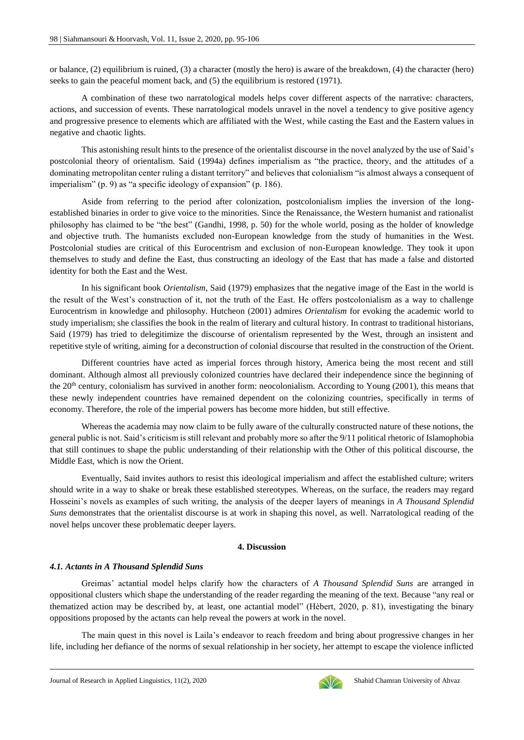or balance, (2) equilibrium is ruined, (3) a character (mostly the hero) is aware of the breakdown, (4) the character (hero) seeks to gain the peaceful moment back, and (5) the equilibrium is restored (1971).

A combination of these two narratological models helps cover different aspects of the narrative: characters, actions, and succession of events. These narratological models unravel in the novel a tendency to give positive agency and progressive presence to elements which are affiliated with the West, while casting the East and the Eastern values in negative and chaotic lights.

This astonishing result hints to the presence of the orientalist discourse in the novel analyzed by the use of Said's postcolonial theory of orientalism. Said (1994a) defines imperialism as "the practice, theory, and the attitudes of a dominating metropolitan center ruling a distant territory" and believes that colonialism "is almost always a consequent of imperialism" (p. 9) as "a specific ideology of expansion" (p. 186).

Aside from referring to the period after colonization, postcolonialism implies the inversion of the long-established binaries in order to give voice to the minorities. Since the Renaissance, the Western humanist and rationalist philosophy has claimed to be "the best" (Gandhi, 1998, p. 50) for the whole world, posing as the holder of knowledge and objective truth. The humanists excluded non-European knowledge from the study of humanities in the West. Postcolonial studies are critical of this Eurocentrism and exclusion of non-European knowledge. They took it upon themselves to study and define the East, thus constructing an ideology of the East that has made a false and distorted identity for both the East and the West.

In his significant book *Orientalism*, Said (1979) emphasizes that the negative image of the East in the world is the result of the West's construction of it, not the truth of the East. He offers postcolonialism as a way to challenge Eurocentrism in knowledge and philosophy. Hutcheon (2001) admires *Orientalism* for evoking the academic world to study imperialism; she classifies the book in the realm of literary and cultural history. In contrast to traditional historians, Said (1979) has tried to delegitimize the discourse of orientalism represented by the West, through an insistent and repetitive style of writing, aiming for a deconstruction of colonial discourse that resulted in the construction of the Orient.

Different countries have acted as imperial forces through history, America being the most recent and still dominant. Although almost all previously colonized countries have declared their independence since the beginning of the 20th century, colonialism has survived in another form: neocolonialism. According to Young (2001), this means that these newly independent countries have remained dependent on the colonizing countries, specifically in terms of economy. Therefore, the role of the imperial powers has become more hidden, but still effective.

Whereas the academia may now claim to be fully aware of the culturally constructed nature of these notions, the general public is not. Said's criticism is still relevant and probably more so after the 9/11 political rhetoric of Islamophobia that still continues to shape the public understanding of their relationship with the Other of this political discourse, the Middle East, which is now the Orient.

Eventually, Said invites authors to resist this ideological imperialism and affect the established culture; writers should write in a way to shake or break these established stereotypes. Whereas, on the surface, the readers may regard Hosseini's novels as examples of such writing, the analysis of the deeper layers of meanings in *A Thousand Splendid Suns* demonstrates that the orientalist discourse is at work in shaping this novel, as well. Narratological reading of the novel helps uncover these problematic deeper layers.

## 4. Discussion

### *4.1. Actants in A Thousand Splendid Suns*

Greimas' actantial model helps clarify how the characters of *A Thousand Splendid Suns* are arranged in oppositional clusters which shape the understanding of the reader regarding the meaning of the text. Because "any real or thematized action may be described by, at least, one actantial model" (Hèbert, 2020, p. 81), investigating the binary oppositions proposed by the actants can help reveal the powers at work in the novel.

The main quest in this novel is Laila's endeavor to reach freedom and bring about progressive changes in her life, including her defiance of the norms of sexual relationship in her society, her attempt to escape the violence inflicted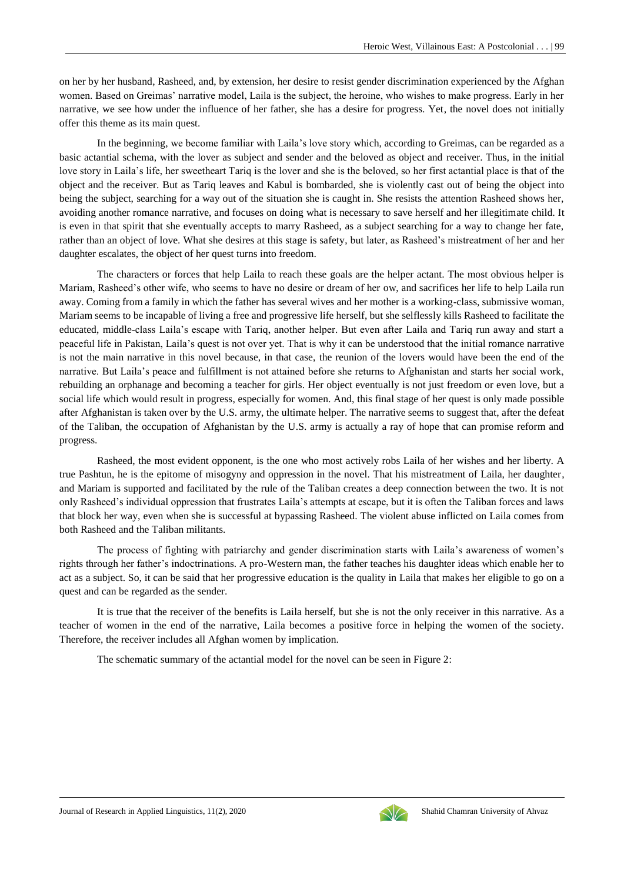on her by her husband, Rasheed, and, by extension, her desire to resist gender discrimination experienced by the Afghan women. Based on Greimas' narrative model, Laila is the subject, the heroine, who wishes to make progress. Early in her narrative, we see how under the influence of her father, she has a desire for progress. Yet, the novel does not initially offer this theme as its main quest.

In the beginning, we become familiar with Laila's love story which, according to Greimas, can be regarded as a basic actantial schema, with the lover as subject and sender and the beloved as object and receiver. Thus, in the initial love story in Laila's life, her sweetheart Tariq is the lover and she is the beloved, so her first actantial place is that of the object and the receiver. But as Tariq leaves and Kabul is bombarded, she is violently cast out of being the object into being the subject, searching for a way out of the situation she is caught in. She resists the attention Rasheed shows her, avoiding another romance narrative, and focuses on doing what is necessary to save herself and her illegitimate child. It is even in that spirit that she eventually accepts to marry Rasheed, as a subject searching for a way to change her fate, rather than an object of love. What she desires at this stage is safety, but later, as Rasheed's mistreatment of her and her daughter escalates, the object of her quest turns into freedom.

The characters or forces that help Laila to reach these goals are the helper actant. The most obvious helper is Mariam, Rasheed's other wife, who seems to have no desire or dream of her ow, and sacrifices her life to help Laila run away. Coming from a family in which the father has several wives and her mother is a working-class, submissive woman, Mariam seems to be incapable of living a free and progressive life herself, but she selflessly kills Rasheed to facilitate the educated, middle-class Laila's escape with Tariq, another helper. But even after Laila and Tariq run away and start a peaceful life in Pakistan, Laila's quest is not over yet. That is why it can be understood that the initial romance narrative is not the main narrative in this novel because, in that case, the reunion of the lovers would have been the end of the narrative. But Laila's peace and fulfillment is not attained before she returns to Afghanistan and starts her social work, rebuilding an orphanage and becoming a teacher for girls. Her object eventually is not just freedom or even love, but a social life which would result in progress, especially for women. And, this final stage of her quest is only made possible after Afghanistan is taken over by the U.S. army, the ultimate helper. The narrative seems to suggest that, after the defeat of the Taliban, the occupation of Afghanistan by the U.S. army is actually a ray of hope that can promise reform and progress.

Rasheed, the most evident opponent, is the one who most actively robs Laila of her wishes and her liberty. A true Pashtun, he is the epitome of misogyny and oppression in the novel. That his mistreatment of Laila, her daughter, and Mariam is supported and facilitated by the rule of the Taliban creates a deep connection between the two. It is not only Rasheed's individual oppression that frustrates Laila's attempts at escape, but it is often the Taliban forces and laws that block her way, even when she is successful at bypassing Rasheed. The violent abuse inflicted on Laila comes from both Rasheed and the Taliban militants.

The process of fighting with patriarchy and gender discrimination starts with Laila's awareness of women's rights through her father's indoctrinations. A pro-Western man, the father teaches his daughter ideas which enable her to act as a subject. So, it can be said that her progressive education is the quality in Laila that makes her eligible to go on a quest and can be regarded as the sender.

It is true that the receiver of the benefits is Laila herself, but she is not the only receiver in this narrative. As a teacher of women in the end of the narrative, Laila becomes a positive force in helping the women of the society. Therefore, the receiver includes all Afghan women by implication.

The schematic summary of the actantial model for the novel can be seen in Figure 2: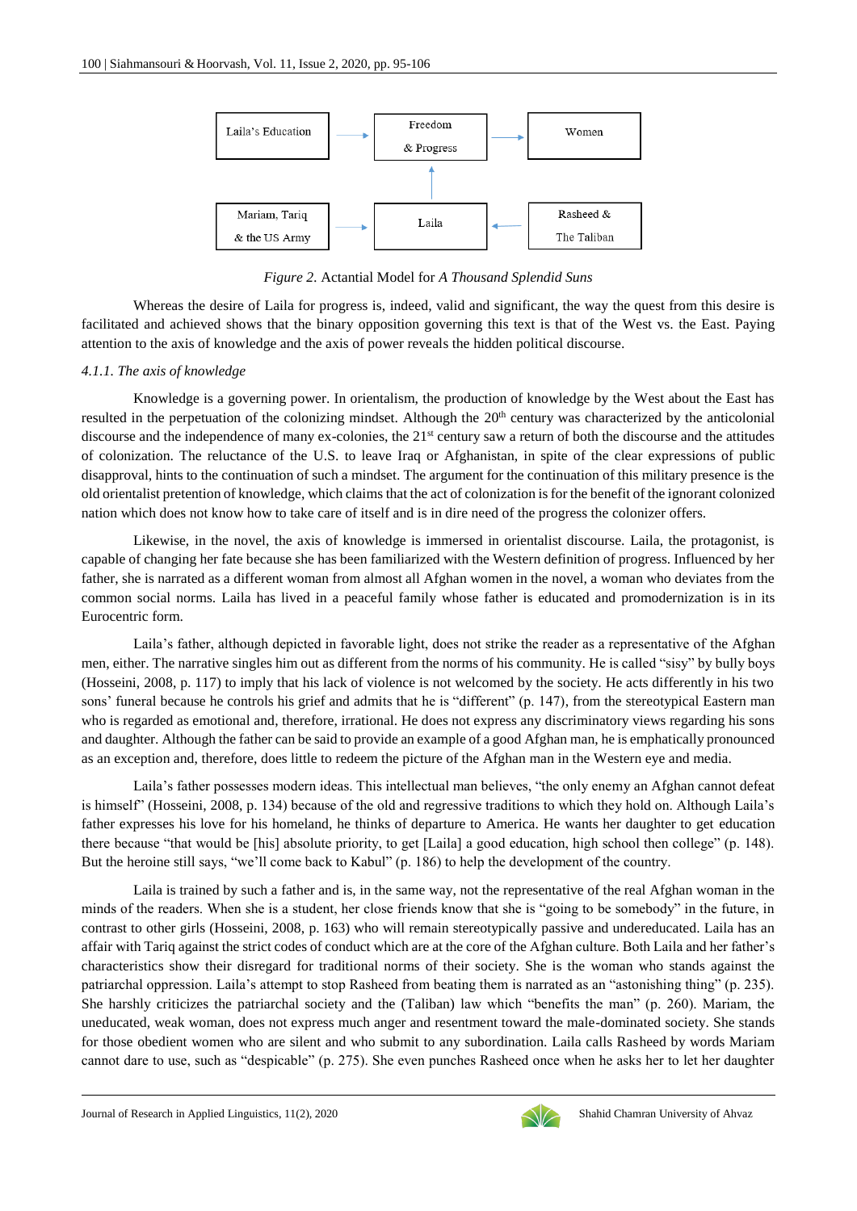Laila's Education → Freedom & Progress → Women

Mariam, Tariq & the US Army → Laila ← Rasheed & The Taliban

Laila → Freedom & Progress

*Figure 2.* Actantial Model for *A Thousand Splendid Suns*

Whereas the desire of Laila for progress is, indeed, valid and significant, the way the quest from this desire is facilitated and achieved shows that the binary opposition governing this text is that of the West vs. the East. Paying attention to the axis of knowledge and the axis of power reveals the hidden political discourse.

#### *4.1.1. The axis of knowledge*

Knowledge is a governing power. In orientalism, the production of knowledge by the West about the East has resulted in the perpetuation of the colonizing mindset. Although the 20th century was characterized by the anticolonial discourse and the independence of many ex-colonies, the 21st century saw a return of both the discourse and the attitudes of colonization. The reluctance of the U.S. to leave Iraq or Afghanistan, in spite of the clear expressions of public disapproval, hints to the continuation of such a mindset. The argument for the continuation of this military presence is the old orientalist pretention of knowledge, which claims that the act of colonization is for the benefit of the ignorant colonized nation which does not know how to take care of itself and is in dire need of the progress the colonizer offers.

Likewise, in the novel, the axis of knowledge is immersed in orientalist discourse. Laila, the protagonist, is capable of changing her fate because she has been familiarized with the Western definition of progress. Influenced by her father, she is narrated as a different woman from almost all Afghan women in the novel, a woman who deviates from the common social norms. Laila has lived in a peaceful family whose father is educated and promodernization is in its Eurocentric form.

Laila's father, although depicted in favorable light, does not strike the reader as a representative of the Afghan men, either. The narrative singles him out as different from the norms of his community. He is called "sisy" by bully boys (Hosseini, 2008, p. 117) to imply that his lack of violence is not welcomed by the society. He acts differently in his two sons' funeral because he controls his grief and admits that he is "different" (p. 147), from the stereotypical Eastern man who is regarded as emotional and, therefore, irrational. He does not express any discriminatory views regarding his sons and daughter. Although the father can be said to provide an example of a good Afghan man, he is emphatically pronounced as an exception and, therefore, does little to redeem the picture of the Afghan man in the Western eye and media.

Laila's father possesses modern ideas. This intellectual man believes, "the only enemy an Afghan cannot defeat is himself" (Hosseini, 2008, p. 134) because of the old and regressive traditions to which they hold on. Although Laila's father expresses his love for his homeland, he thinks of departure to America. He wants her daughter to get education there because "that would be [his] absolute priority, to get [Laila] a good education, high school then college" (p. 148). But the heroine still says, "we'll come back to Kabul" (p. 186) to help the development of the country.

Laila is trained by such a father and is, in the same way, not the representative of the real Afghan woman in the minds of the readers. When she is a student, her close friends know that she is "going to be somebody" in the future, in contrast to other girls (Hosseini, 2008, p. 163) who will remain stereotypically passive and undereducated. Laila has an affair with Tariq against the strict codes of conduct which are at the core of the Afghan culture. Both Laila and her father's characteristics show their disregard for traditional norms of their society. She is the woman who stands against the patriarchal oppression. Laila's attempt to stop Rasheed from beating them is narrated as an "astonishing thing" (p. 235). She harshly criticizes the patriarchal society and the (Taliban) law which "benefits the man" (p. 260). Mariam, the uneducated, weak woman, does not express much anger and resentment toward the male-dominated society. She stands for those obedient women who are silent and who submit to any subordination. Laila calls Rasheed by words Mariam cannot dare to use, such as "despicable" (p. 275). She even punches Rasheed once when he asks her to let her daughter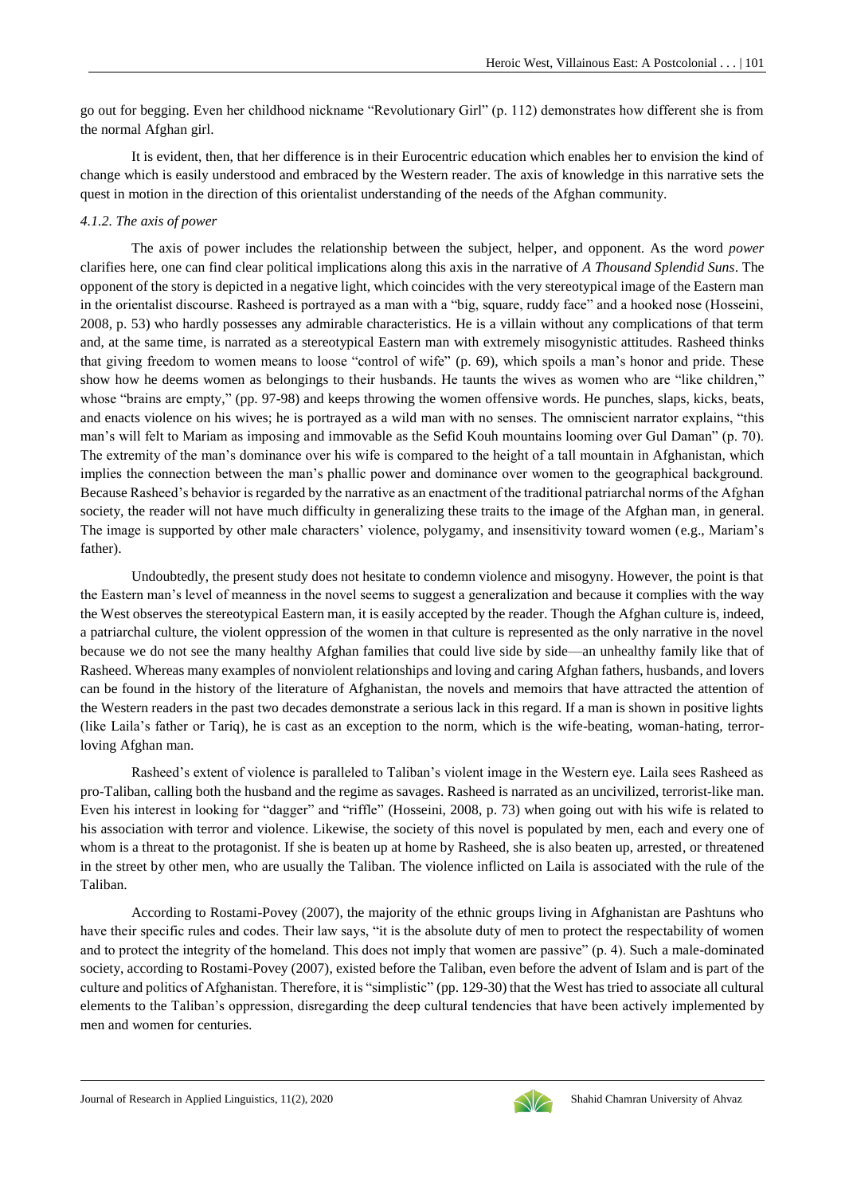go out for begging. Even her childhood nickname "Revolutionary Girl" (p. 112) demonstrates how different she is from the normal Afghan girl.

It is evident, then, that her difference is in their Eurocentric education which enables her to envision the kind of change which is easily understood and embraced by the Western reader. The axis of knowledge in this narrative sets the quest in motion in the direction of this orientalist understanding of the needs of the Afghan community.

#### *4.1.2. The axis of power*

The axis of power includes the relationship between the subject, helper, and opponent. As the word *power* clarifies here, one can find clear political implications along this axis in the narrative of *A Thousand Splendid Suns*. The opponent of the story is depicted in a negative light, which coincides with the very stereotypical image of the Eastern man in the orientalist discourse. Rasheed is portrayed as a man with a "big, square, ruddy face" and a hooked nose (Hosseini, 2008, p. 53) who hardly possesses any admirable characteristics. He is a villain without any complications of that term and, at the same time, is narrated as a stereotypical Eastern man with extremely misogynistic attitudes. Rasheed thinks that giving freedom to women means to loose "control of wife" (p. 69), which spoils a man's honor and pride. These show how he deems women as belongings to their husbands. He taunts the wives as women who are "like children," whose "brains are empty," (pp. 97-98) and keeps throwing the women offensive words. He punches, slaps, kicks, beats, and enacts violence on his wives; he is portrayed as a wild man with no senses. The omniscient narrator explains, "this man's will felt to Mariam as imposing and immovable as the Sefid Kouh mountains looming over Gul Daman" (p. 70). The extremity of the man's dominance over his wife is compared to the height of a tall mountain in Afghanistan, which implies the connection between the man's phallic power and dominance over women to the geographical background. Because Rasheed's behavior is regarded by the narrative as an enactment of the traditional patriarchal norms of the Afghan society, the reader will not have much difficulty in generalizing these traits to the image of the Afghan man, in general. The image is supported by other male characters' violence, polygamy, and insensitivity toward women (e.g., Mariam's father).

Undoubtedly, the present study does not hesitate to condemn violence and misogyny. However, the point is that the Eastern man's level of meanness in the novel seems to suggest a generalization and because it complies with the way the West observes the stereotypical Eastern man, it is easily accepted by the reader. Though the Afghan culture is, indeed, a patriarchal culture, the violent oppression of the women in that culture is represented as the only narrative in the novel because we do not see the many healthy Afghan families that could live side by side—an unhealthy family like that of Rasheed. Whereas many examples of nonviolent relationships and loving and caring Afghan fathers, husbands, and lovers can be found in the history of the literature of Afghanistan, the novels and memoirs that have attracted the attention of the Western readers in the past two decades demonstrate a serious lack in this regard. If a man is shown in positive lights (like Laila's father or Tariq), he is cast as an exception to the norm, which is the wife-beating, woman-hating, terror-loving Afghan man.

Rasheed's extent of violence is paralleled to Taliban's violent image in the Western eye. Laila sees Rasheed as pro-Taliban, calling both the husband and the regime as savages. Rasheed is narrated as an uncivilized, terrorist-like man. Even his interest in looking for "dagger" and "riffle" (Hosseini, 2008, p. 73) when going out with his wife is related to his association with terror and violence. Likewise, the society of this novel is populated by men, each and every one of whom is a threat to the protagonist. If she is beaten up at home by Rasheed, she is also beaten up, arrested, or threatened in the street by other men, who are usually the Taliban. The violence inflicted on Laila is associated with the rule of the Taliban.

According to Rostami-Povey (2007), the majority of the ethnic groups living in Afghanistan are Pashtuns who have their specific rules and codes. Their law says, "it is the absolute duty of men to protect the respectability of women and to protect the integrity of the homeland. This does not imply that women are passive" (p. 4). Such a male-dominated society, according to Rostami-Povey (2007), existed before the Taliban, even before the advent of Islam and is part of the culture and politics of Afghanistan. Therefore, it is "simplistic" (pp. 129-30) that the West has tried to associate all cultural elements to the Taliban's oppression, disregarding the deep cultural tendencies that have been actively implemented by men and women for centuries.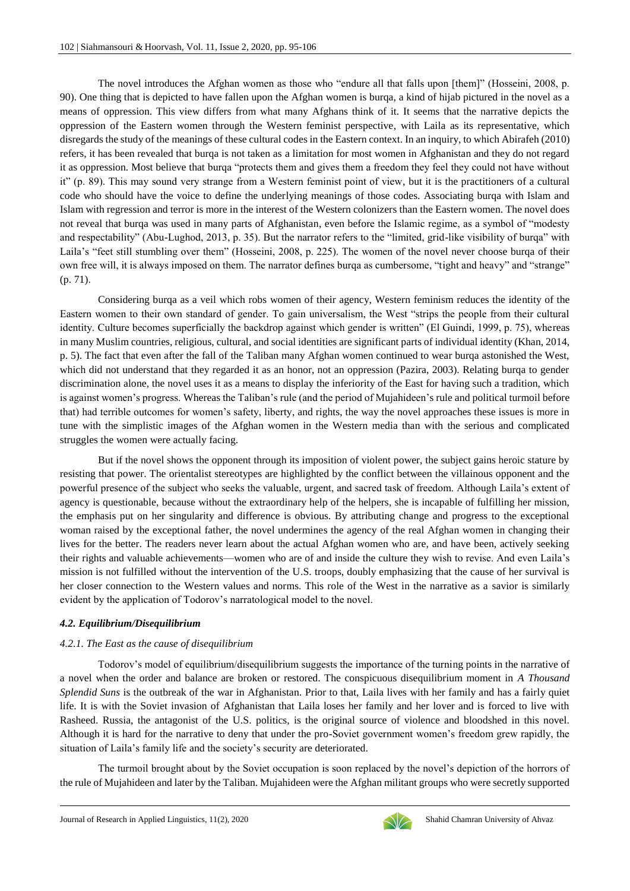The novel introduces the Afghan women as those who "endure all that falls upon [them]" (Hosseini, 2008, p. 90). One thing that is depicted to have fallen upon the Afghan women is burqa, a kind of hijab pictured in the novel as a means of oppression. This view differs from what many Afghans think of it. It seems that the narrative depicts the oppression of the Eastern women through the Western feminist perspective, with Laila as its representative, which disregards the study of the meanings of these cultural codes in the Eastern context. In an inquiry, to which Abirafeh (2010) refers, it has been revealed that burqa is not taken as a limitation for most women in Afghanistan and they do not regard it as oppression. Most believe that burqa "protects them and gives them a freedom they feel they could not have without it" (p. 89). This may sound very strange from a Western feminist point of view, but it is the practitioners of a cultural code who should have the voice to define the underlying meanings of those codes. Associating burqa with Islam and Islam with regression and terror is more in the interest of the Western colonizers than the Eastern women. The novel does not reveal that burqa was used in many parts of Afghanistan, even before the Islamic regime, as a symbol of "modesty and respectability" (Abu-Lughod, 2013, p. 35). But the narrator refers to the "limited, grid-like visibility of burqa" with Laila's "feet still stumbling over them" (Hosseini, 2008, p. 225). The women of the novel never choose burqa of their own free will, it is always imposed on them. The narrator defines burqa as cumbersome, "tight and heavy" and "strange" (p. 71).

Considering burqa as a veil which robs women of their agency, Western feminism reduces the identity of the Eastern women to their own standard of gender. To gain universalism, the West "strips the people from their cultural identity. Culture becomes superficially the backdrop against which gender is written" (El Guindi, 1999, p. 75), whereas in many Muslim countries, religious, cultural, and social identities are significant parts of individual identity (Khan, 2014, p. 5). The fact that even after the fall of the Taliban many Afghan women continued to wear burqa astonished the West, which did not understand that they regarded it as an honor, not an oppression (Pazira, 2003). Relating burqa to gender discrimination alone, the novel uses it as a means to display the inferiority of the East for having such a tradition, which is against women's progress. Whereas the Taliban's rule (and the period of Mujahideen's rule and political turmoil before that) had terrible outcomes for women's safety, liberty, and rights, the way the novel approaches these issues is more in tune with the simplistic images of the Afghan women in the Western media than with the serious and complicated struggles the women were actually facing.

But if the novel shows the opponent through its imposition of violent power, the subject gains heroic stature by resisting that power. The orientalist stereotypes are highlighted by the conflict between the villainous opponent and the powerful presence of the subject who seeks the valuable, urgent, and sacred task of freedom. Although Laila's extent of agency is questionable, because without the extraordinary help of the helpers, she is incapable of fulfilling her mission, the emphasis put on her singularity and difference is obvious. By attributing change and progress to the exceptional woman raised by the exceptional father, the novel undermines the agency of the real Afghan women in changing their lives for the better. The readers never learn about the actual Afghan women who are, and have been, actively seeking their rights and valuable achievements—women who are of and inside the culture they wish to revise. And even Laila's mission is not fulfilled without the intervention of the U.S. troops, doubly emphasizing that the cause of her survival is her closer connection to the Western values and norms. This role of the West in the narrative as a savior is similarly evident by the application of Todorov's narratological model to the novel.

### *4.2. Equilibrium/Disequilibrium*

#### *4.2.1. The East as the cause of disequilibrium*

Todorov's model of equilibrium/disequilibrium suggests the importance of the turning points in the narrative of a novel when the order and balance are broken or restored. The conspicuous disequilibrium moment in *A Thousand Splendid Suns* is the outbreak of the war in Afghanistan. Prior to that, Laila lives with her family and has a fairly quiet life. It is with the Soviet invasion of Afghanistan that Laila loses her family and her lover and is forced to live with Rasheed. Russia, the antagonist of the U.S. politics, is the original source of violence and bloodshed in this novel. Although it is hard for the narrative to deny that under the pro-Soviet government women's freedom grew rapidly, the situation of Laila's family life and the society's security are deteriorated.

The turmoil brought about by the Soviet occupation is soon replaced by the novel's depiction of the horrors of the rule of Mujahideen and later by the Taliban. Mujahideen were the Afghan militant groups who were secretly supported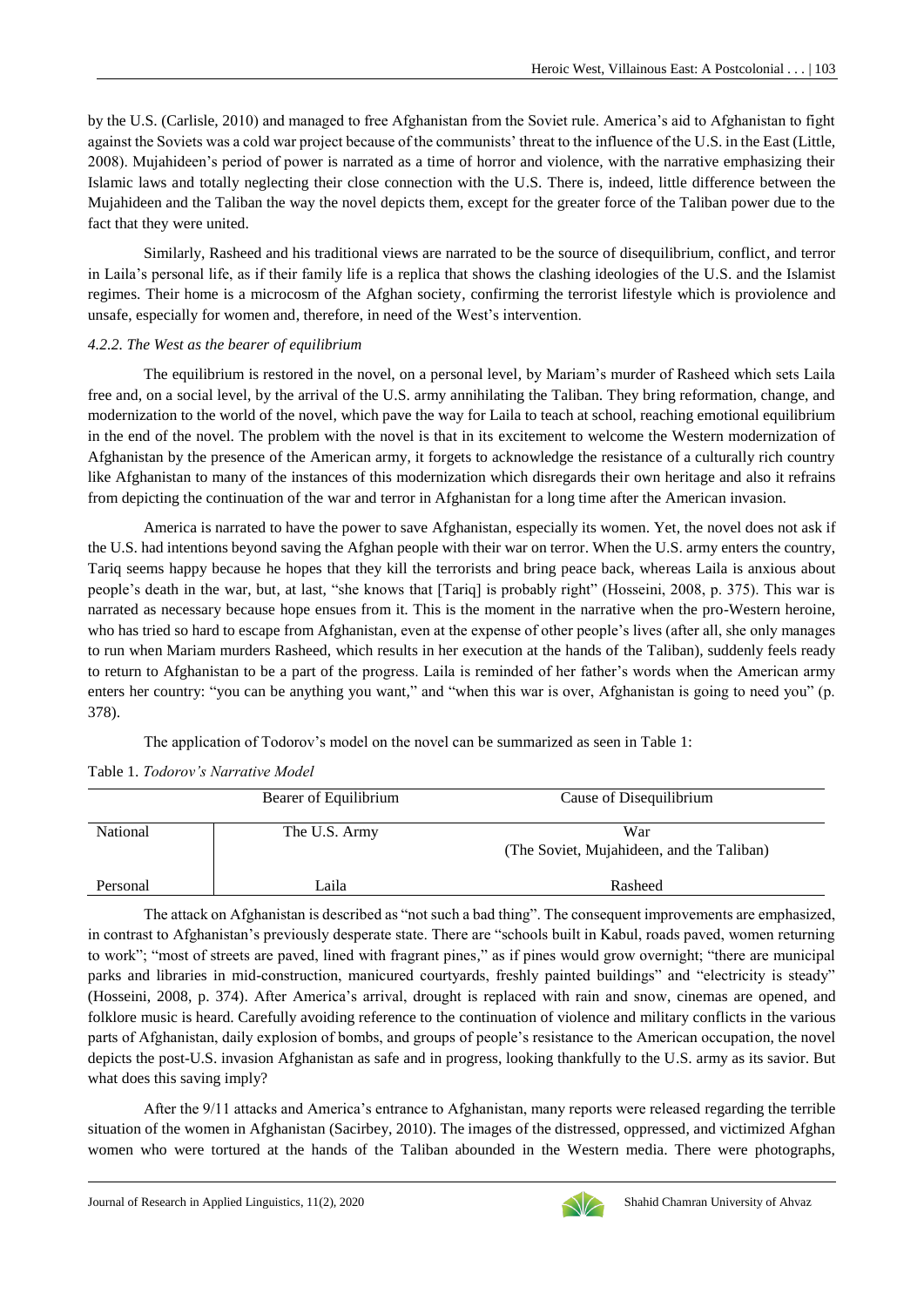by the U.S. (Carlisle, 2010) and managed to free Afghanistan from the Soviet rule. America's aid to Afghanistan to fight against the Soviets was a cold war project because of the communists' threat to the influence of the U.S. in the East (Little, 2008). Mujahideen's period of power is narrated as a time of horror and violence, with the narrative emphasizing their Islamic laws and totally neglecting their close connection with the U.S. There is, indeed, little difference between the Mujahideen and the Taliban the way the novel depicts them, except for the greater force of the Taliban power due to the fact that they were united.

Similarly, Rasheed and his traditional views are narrated to be the source of disequilibrium, conflict, and terror in Laila's personal life, as if their family life is a replica that shows the clashing ideologies of the U.S. and the Islamist regimes. Their home is a microcosm of the Afghan society, confirming the terrorist lifestyle which is proviolence and unsafe, especially for women and, therefore, in need of the West's intervention.

#### *4.2.2. The West as the bearer of equilibrium*

The equilibrium is restored in the novel, on a personal level, by Mariam's murder of Rasheed which sets Laila free and, on a social level, by the arrival of the U.S. army annihilating the Taliban. They bring reformation, change, and modernization to the world of the novel, which pave the way for Laila to teach at school, reaching emotional equilibrium in the end of the novel. The problem with the novel is that in its excitement to welcome the Western modernization of Afghanistan by the presence of the American army, it forgets to acknowledge the resistance of a culturally rich country like Afghanistan to many of the instances of this modernization which disregards their own heritage and also it refrains from depicting the continuation of the war and terror in Afghanistan for a long time after the American invasion.

America is narrated to have the power to save Afghanistan, especially its women. Yet, the novel does not ask if the U.S. had intentions beyond saving the Afghan people with their war on terror. When the U.S. army enters the country, Tariq seems happy because he hopes that they kill the terrorists and bring peace back, whereas Laila is anxious about people's death in the war, but, at last, "she knows that [Tariq] is probably right" (Hosseini, 2008, p. 375). This war is narrated as necessary because hope ensues from it. This is the moment in the narrative when the pro-Western heroine, who has tried so hard to escape from Afghanistan, even at the expense of other people's lives (after all, she only manages to run when Mariam murders Rasheed, which results in her execution at the hands of the Taliban), suddenly feels ready to return to Afghanistan to be a part of the progress. Laila is reminded of her father's words when the American army enters her country: "you can be anything you want," and "when this war is over, Afghanistan is going to need you" (p. 378).

The application of Todorov's model on the novel can be summarized as seen in Table 1:

Table 1. *Todorov's Narrative Model*

| | Bearer of Equilibrium | Cause of Disequilibrium |
|---|---|---|
| National | The U.S. Army | War (The Soviet, Mujahideen, and the Taliban) |
| Personal | Laila | Rasheed |

The attack on Afghanistan is described as "not such a bad thing". The consequent improvements are emphasized, in contrast to Afghanistan's previously desperate state. There are "schools built in Kabul, roads paved, women returning to work"; "most of streets are paved, lined with fragrant pines," as if pines would grow overnight; "there are municipal parks and libraries in mid-construction, manicured courtyards, freshly painted buildings" and "electricity is steady" (Hosseini, 2008, p. 374). After America's arrival, drought is replaced with rain and snow, cinemas are opened, and folklore music is heard. Carefully avoiding reference to the continuation of violence and military conflicts in the various parts of Afghanistan, daily explosion of bombs, and groups of people's resistance to the American occupation, the novel depicts the post-U.S. invasion Afghanistan as safe and in progress, looking thankfully to the U.S. army as its savior. But what does this saving imply?

After the 9/11 attacks and America's entrance to Afghanistan, many reports were released regarding the terrible situation of the women in Afghanistan (Sacirbey, 2010). The images of the distressed, oppressed, and victimized Afghan women who were tortured at the hands of the Taliban abounded in the Western media. There were photographs,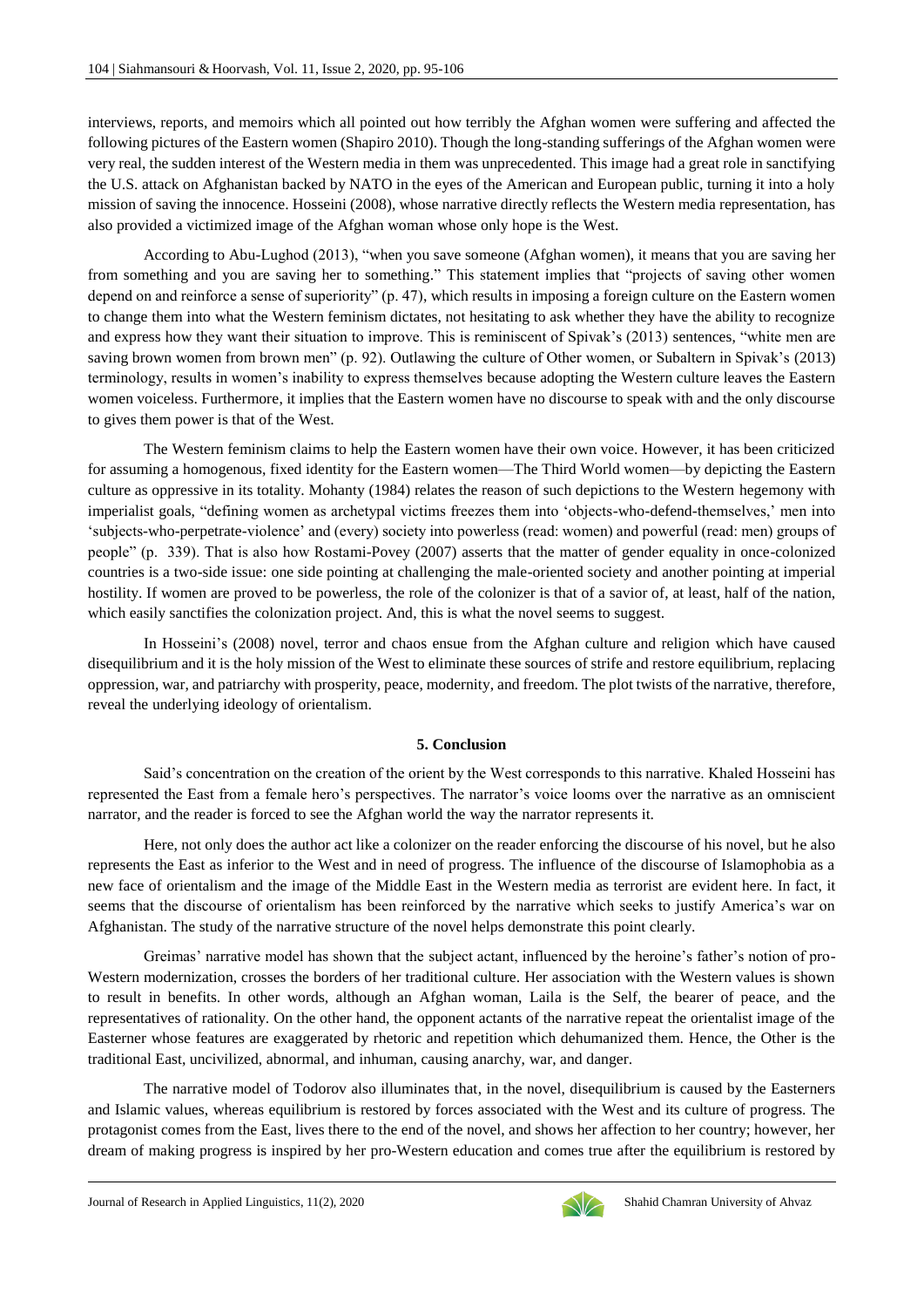interviews, reports, and memoirs which all pointed out how terribly the Afghan women were suffering and affected the following pictures of the Eastern women (Shapiro 2010). Though the long-standing sufferings of the Afghan women were very real, the sudden interest of the Western media in them was unprecedented. This image had a great role in sanctifying the U.S. attack on Afghanistan backed by NATO in the eyes of the American and European public, turning it into a holy mission of saving the innocence. Hosseini (2008), whose narrative directly reflects the Western media representation, has also provided a victimized image of the Afghan woman whose only hope is the West.

According to Abu-Lughod (2013), "when you save someone (Afghan women), it means that you are saving her from something and you are saving her to something." This statement implies that "projects of saving other women depend on and reinforce a sense of superiority" (p. 47), which results in imposing a foreign culture on the Eastern women to change them into what the Western feminism dictates, not hesitating to ask whether they have the ability to recognize and express how they want their situation to improve. This is reminiscent of Spivak's (2013) sentences, "white men are saving brown women from brown men" (p. 92). Outlawing the culture of Other women, or Subaltern in Spivak's (2013) terminology, results in women's inability to express themselves because adopting the Western culture leaves the Eastern women voiceless. Furthermore, it implies that the Eastern women have no discourse to speak with and the only discourse to gives them power is that of the West.

The Western feminism claims to help the Eastern women have their own voice. However, it has been criticized for assuming a homogenous, fixed identity for the Eastern women—The Third World women—by depicting the Eastern culture as oppressive in its totality. Mohanty (1984) relates the reason of such depictions to the Western hegemony with imperialist goals, "defining women as archetypal victims freezes them into 'objects-who-defend-themselves,' men into 'subjects-who-perpetrate-violence' and (every) society into powerless (read: women) and powerful (read: men) groups of people" (p. 339). That is also how Rostami-Povey (2007) asserts that the matter of gender equality in once-colonized countries is a two-side issue: one side pointing at challenging the male-oriented society and another pointing at imperial hostility. If women are proved to be powerless, the role of the colonizer is that of a savior of, at least, half of the nation, which easily sanctifies the colonization project. And, this is what the novel seems to suggest.

In Hosseini's (2008) novel, terror and chaos ensue from the Afghan culture and religion which have caused disequilibrium and it is the holy mission of the West to eliminate these sources of strife and restore equilibrium, replacing oppression, war, and patriarchy with prosperity, peace, modernity, and freedom. The plot twists of the narrative, therefore, reveal the underlying ideology of orientalism.

## 5. Conclusion

Said's concentration on the creation of the orient by the West corresponds to this narrative. Khaled Hosseini has represented the East from a female hero's perspectives. The narrator's voice looms over the narrative as an omniscient narrator, and the reader is forced to see the Afghan world the way the narrator represents it.

Here, not only does the author act like a colonizer on the reader enforcing the discourse of his novel, but he also represents the East as inferior to the West and in need of progress. The influence of the discourse of Islamophobia as a new face of orientalism and the image of the Middle East in the Western media as terrorist are evident here. In fact, it seems that the discourse of orientalism has been reinforced by the narrative which seeks to justify America's war on Afghanistan. The study of the narrative structure of the novel helps demonstrate this point clearly.

Greimas' narrative model has shown that the subject actant, influenced by the heroine's father's notion of pro-Western modernization, crosses the borders of her traditional culture. Her association with the Western values is shown to result in benefits. In other words, although an Afghan woman, Laila is the Self, the bearer of peace, and the representatives of rationality. On the other hand, the opponent actants of the narrative repeat the orientalist image of the Easterner whose features are exaggerated by rhetoric and repetition which dehumanized them. Hence, the Other is the traditional East, uncivilized, abnormal, and inhuman, causing anarchy, war, and danger.

The narrative model of Todorov also illuminates that, in the novel, disequilibrium is caused by the Easterners and Islamic values, whereas equilibrium is restored by forces associated with the West and its culture of progress. The protagonist comes from the East, lives there to the end of the novel, and shows her affection to her country; however, her dream of making progress is inspired by her pro-Western education and comes true after the equilibrium is restored by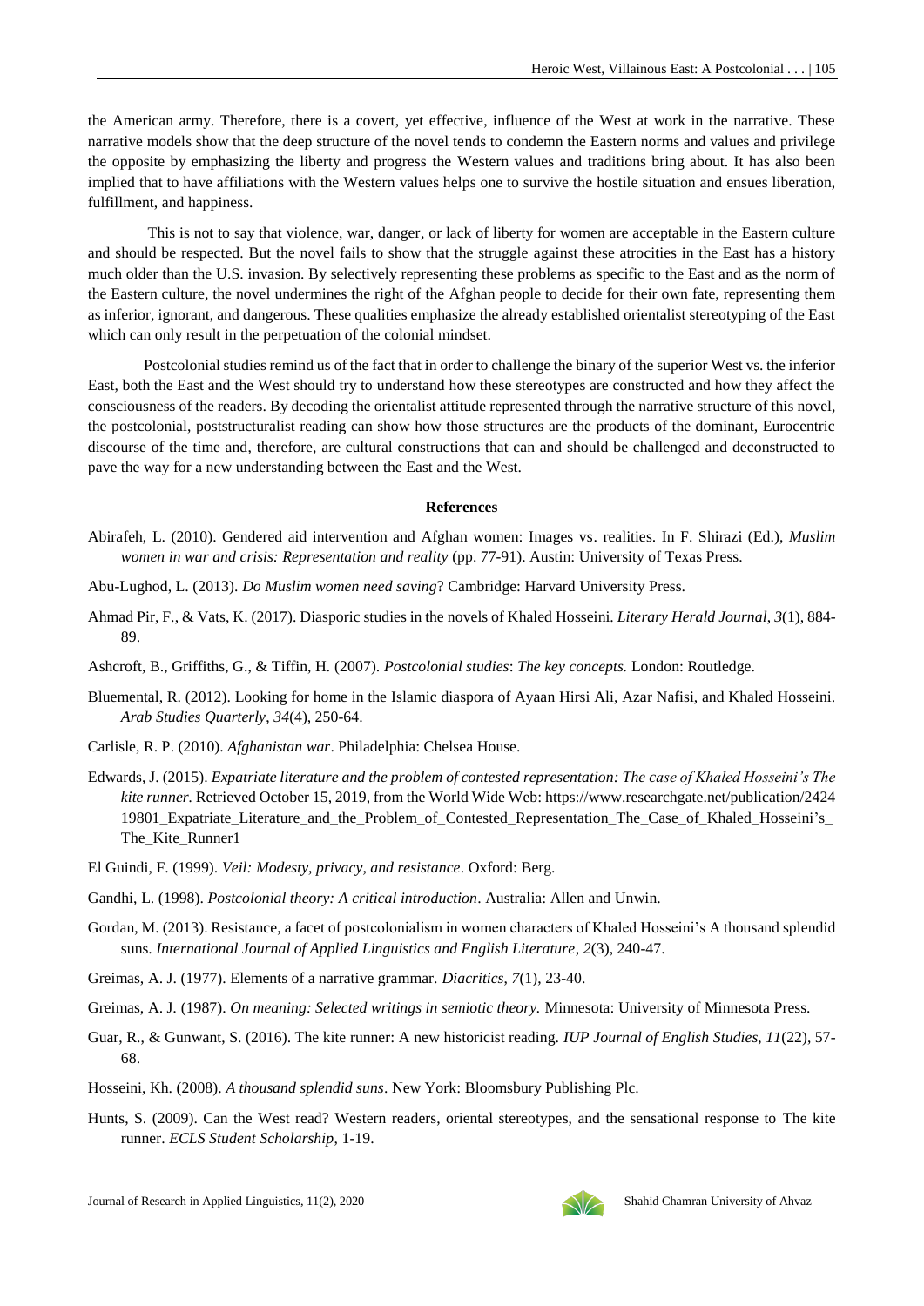the American army. Therefore, there is a covert, yet effective, influence of the West at work in the narrative. These narrative models show that the deep structure of the novel tends to condemn the Eastern norms and values and privilege the opposite by emphasizing the liberty and progress the Western values and traditions bring about. It has also been implied that to have affiliations with the Western values helps one to survive the hostile situation and ensues liberation, fulfillment, and happiness.

This is not to say that violence, war, danger, or lack of liberty for women are acceptable in the Eastern culture and should be respected. But the novel fails to show that the struggle against these atrocities in the East has a history much older than the U.S. invasion. By selectively representing these problems as specific to the East and as the norm of the Eastern culture, the novel undermines the right of the Afghan people to decide for their own fate, representing them as inferior, ignorant, and dangerous. These qualities emphasize the already established orientalist stereotyping of the East which can only result in the perpetuation of the colonial mindset.

Postcolonial studies remind us of the fact that in order to challenge the binary of the superior West vs. the inferior East, both the East and the West should try to understand how these stereotypes are constructed and how they affect the consciousness of the readers. By decoding the orientalist attitude represented through the narrative structure of this novel, the postcolonial, poststructuralist reading can show how those structures are the products of the dominant, Eurocentric discourse of the time and, therefore, are cultural constructions that can and should be challenged and deconstructed to pave the way for a new understanding between the East and the West.

## References

Abirafeh, L. (2010). Gendered aid intervention and Afghan women: Images vs. realities. In F. Shirazi (Ed.), *Muslim women in war and crisis: Representation and reality* (pp. 77-91). Austin: University of Texas Press.

Abu-Lughod, L. (2013). *Do Muslim women need saving*? Cambridge: Harvard University Press.

Ahmad Pir, F., & Vats, K. (2017). Diasporic studies in the novels of Khaled Hosseini. *Literary Herald Journal, 3*(1), 884-89.

Ashcroft, B., Griffiths, G., & Tiffin, H. (2007). *Postcolonial studies*: *The key concepts.* London: Routledge.

Bluemental, R. (2012). Looking for home in the Islamic diaspora of Ayaan Hirsi Ali, Azar Nafisi, and Khaled Hosseini. *Arab Studies Quarterly*, *34*(4), 250-64.

Carlisle, R. P. (2010). *Afghanistan war*. Philadelphia: Chelsea House.

Edwards, J. (2015). *Expatriate literature and the problem of contested representation: The case of Khaled Hosseini's The kite runner*. Retrieved October 15, 2019, from the World Wide Web: https://www.researchgate.net/publication/242419801_Expatriate_Literature_and_the_Problem_of_Contested_Representation_The_Case_of_Khaled_Hosseini's_The_Kite_Runner1

El Guindi, F. (1999). *Veil: Modesty, privacy, and resistance*. Oxford: Berg.

Gandhi, L. (1998). *Postcolonial theory: A critical introduction*. Australia: Allen and Unwin.

Gordan, M. (2013). Resistance, a facet of postcolonialism in women characters of Khaled Hosseini's A thousand splendid suns. *International Journal of Applied Linguistics and English Literature*, *2*(3), 240-47.

Greimas, A. J. (1977). Elements of a narrative grammar. *Diacritics, 7*(1), 23-40.

Greimas, A. J. (1987). *On meaning: Selected writings in semiotic theory.* Minnesota: University of Minnesota Press.

Guar, R., & Gunwant, S. (2016). The kite runner: A new historicist reading. *IUP Journal of English Studies, 11*(22), 57-68.

Hosseini, Kh. (2008). *A thousand splendid suns*. New York: Bloomsbury Publishing Plc.

Hunts, S. (2009). Can the West read? Western readers, oriental stereotypes, and the sensational response to The kite runner. *ECLS Student Scholarship*, 1-19.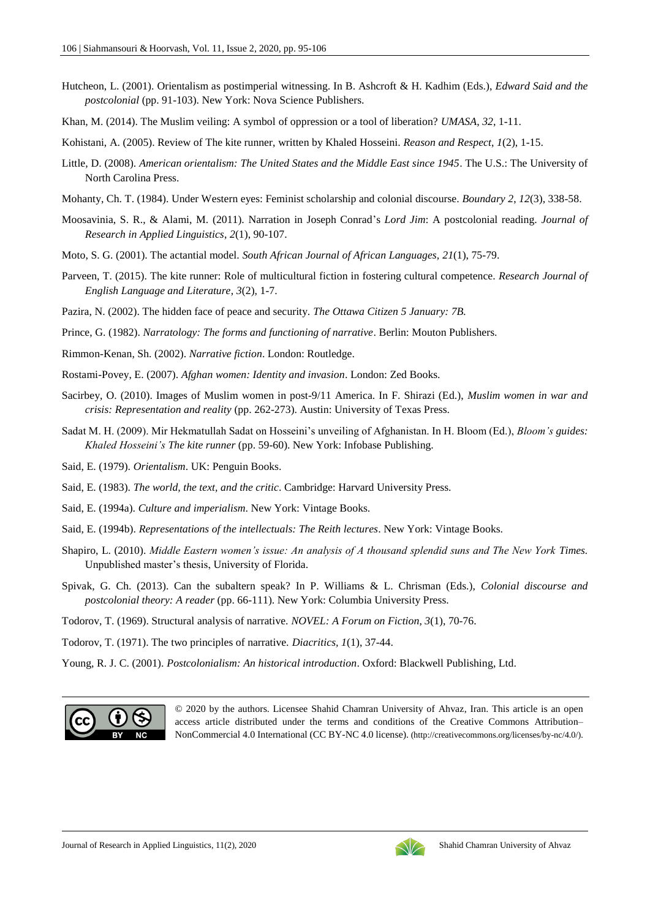Hutcheon, L. (2001). Orientalism as postimperial witnessing. In B. Ashcroft & H. Kadhim (Eds.), *Edward Said and the postcolonial* (pp. 91-103). New York: Nova Science Publishers.

Khan, M. (2014). The Muslim veiling: A symbol of oppression or a tool of liberation? *UMASA*, *32*, 1-11.

Kohistani, A. (2005). Review of The kite runner, written by Khaled Hosseini. *Reason and Respect*, *1*(2), 1-15.

Little, D. (2008). *American orientalism: The United States and the Middle East since 1945*. The U.S.: The University of North Carolina Press.

Mohanty, Ch. T. (1984). Under Western eyes: Feminist scholarship and colonial discourse. *Boundary 2*, *12*(3), 338-58.

Moosavinia, S. R., & Alami, M. (2011). Narration in Joseph Conrad's *Lord Jim*: A postcolonial reading. *Journal of Research in Applied Linguistics*, *2*(1), 90-107.

Moto, S. G. (2001). The actantial model. *South African Journal of African Languages, 21*(1), 75-79.

Parveen, T. (2015). The kite runner: Role of multicultural fiction in fostering cultural competence. *Research Journal of English Language and Literature*, *3*(2), 1-7.

Pazira, N. (2002). The hidden face of peace and security. *The Ottawa Citizen 5 January: 7B.*

Prince, G. (1982). *Narratology: The forms and functioning of narrative*. Berlin: Mouton Publishers.

Rimmon-Kenan, Sh. (2002). *Narrative fiction*. London: Routledge.

Rostami-Povey, E. (2007). *Afghan women: Identity and invasion*. London: Zed Books.

Sacirbey, O. (2010). Images of Muslim women in post-9/11 America. In F. Shirazi (Ed.), *Muslim women in war and crisis: Representation and reality* (pp. 262-273). Austin: University of Texas Press.

Sadat M. H. (2009). Mir Hekmatullah Sadat on Hosseini's unveiling of Afghanistan. In H. Bloom (Ed.), *Bloom's guides: Khaled Hosseini's The kite runner* (pp. 59-60). New York: Infobase Publishing.

Said, E. (1979). *Orientalism*. UK: Penguin Books.

Said, E. (1983). *The world, the text, and the critic*. Cambridge: Harvard University Press.

Said, E. (1994a). *Culture and imperialism*. New York: Vintage Books.

Said, E. (1994b). *Representations of the intellectuals: The Reith lectures*. New York: Vintage Books.

Shapiro, L. (2010). *Middle Eastern women's issue: An analysis of A thousand splendid suns and The New York Times.* Unpublished master's thesis, University of Florida.

Spivak, G. Ch. (2013). Can the subaltern speak? In P. Williams & L. Chrisman (Eds.), *Colonial discourse and postcolonial theory: A reader* (pp. 66-111). New York: Columbia University Press.

Todorov, T. (1969). Structural analysis of narrative. *NOVEL: A Forum on Fiction*, *3*(1), 70-76.

Todorov, T. (1971). The two principles of narrative. *Diacritics, 1*(1), 37-44.

Young, R. J. C. (2001). *Postcolonialism: An historical introduction*. Oxford: Blackwell Publishing, Ltd.

© 2020 by the authors. Licensee Shahid Chamran University of Ahvaz, Iran. This article is an open access article distributed under the terms and conditions of the Creative Commons Attribution–NonCommercial 4.0 International (CC BY-NC 4.0 license). (http://creativecommons.org/licenses/by-nc/4.0/).